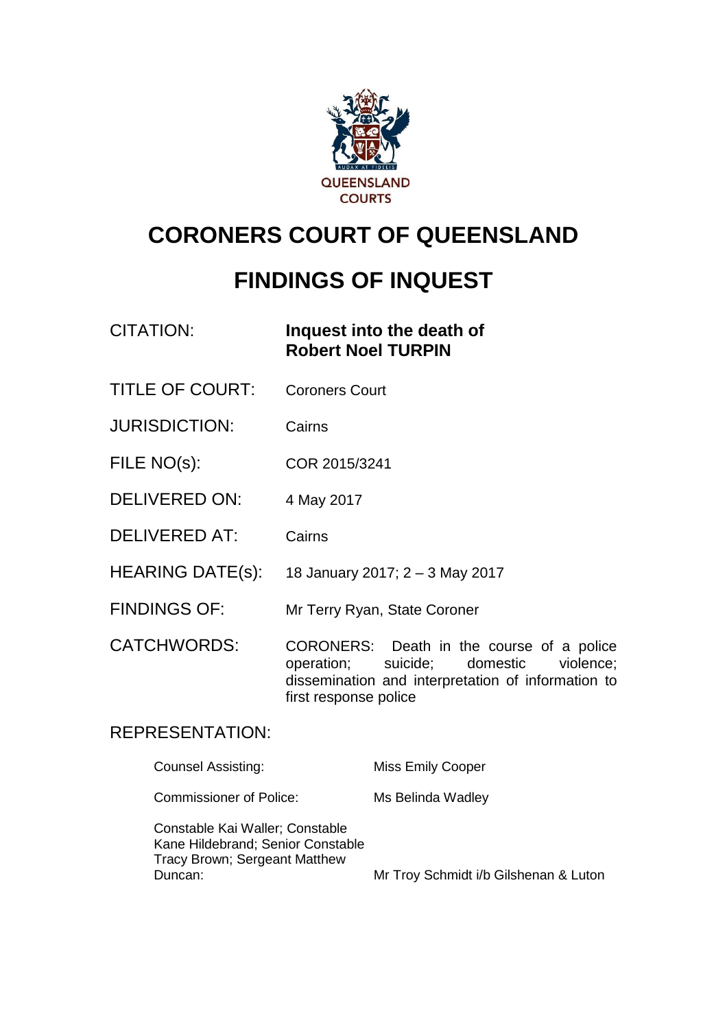# CORONERS COURT OF QUEENSLAND

# FINDINGS OF INQUEST

| | |
|---|---|
| CITATION: | **Inquest into the death of Robert Noel TURPIN** |
| TITLE OF COURT: | Coroners Court |
| JURISDICTION: | Cairns |
| FILE NO(s): | COR 2015/3241 |
| DELIVERED ON: | 4 May 2017 |
| DELIVERED AT: | Cairns |
| HEARING DATE(s): | 18 January 2017; 2 – 3 May 2017 |
| FINDINGS OF: | Mr Terry Ryan, State Coroner |
| CATCHWORDS: | CORONERS: Death in the course of a police operation; suicide; domestic violence; dissemination and interpretation of information to first response police |

REPRESENTATION:

| | |
|---|---|
| Counsel Assisting: | Miss Emily Cooper |
| Commissioner of Police: | Ms Belinda Wadley |
| Constable Kai Waller; Constable Kane Hildebrand; Senior Constable Tracy Brown; Sergeant Matthew Duncan: | Mr Troy Schmidt i/b Gilshenan & Luton |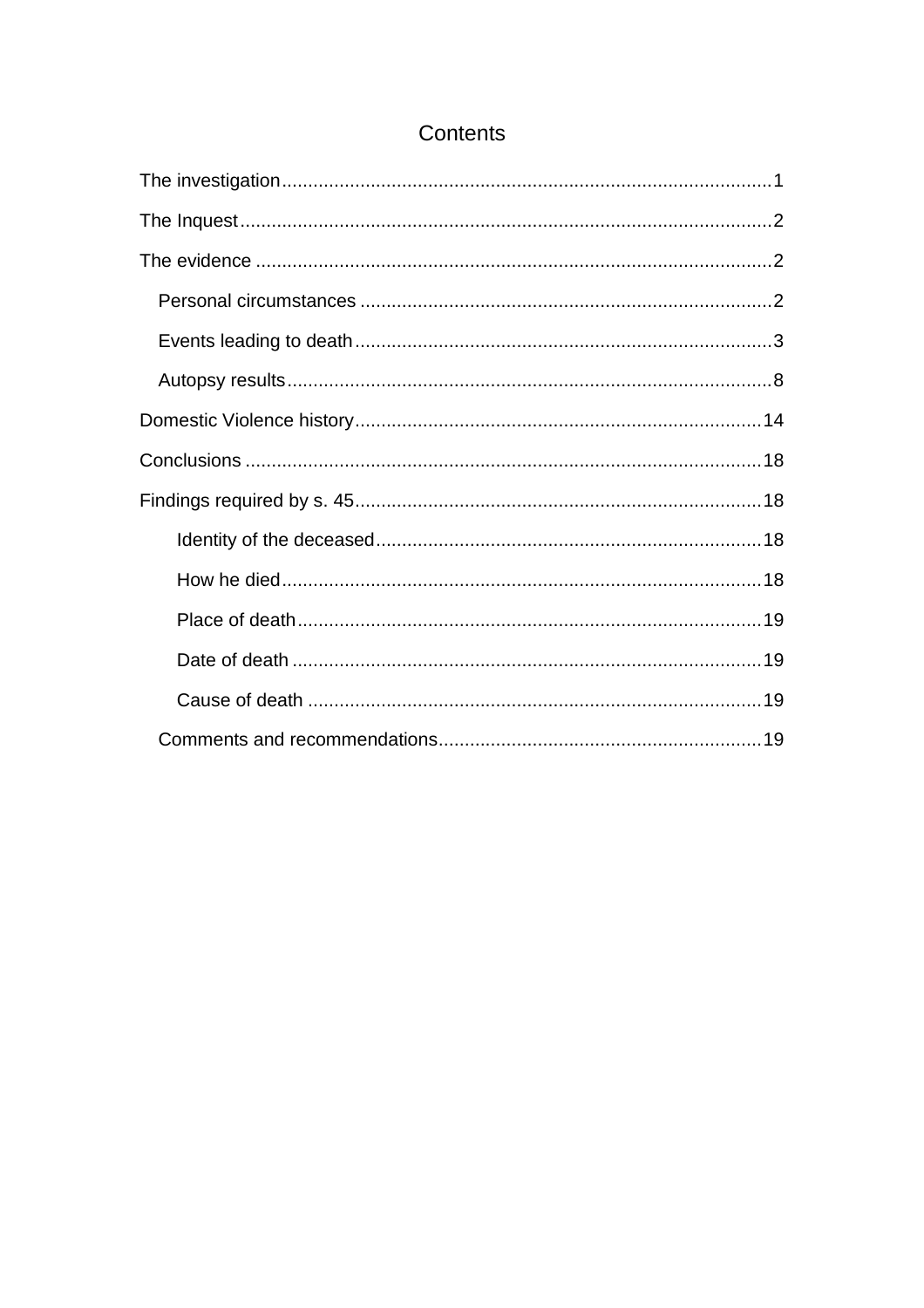# Contents

The investigation .......... 1

The Inquest .......... 2

The evidence .......... 2

- Personal circumstances .......... 2
- Events leading to death .......... 3
- Autopsy results .......... 8

Domestic Violence history .......... 14

Conclusions .......... 18

Findings required by s. 45 .......... 18

  - Identity of the deceased .......... 18
  - How he died .......... 18
  - Place of death .......... 19
  - Date of death .......... 19
  - Cause of death .......... 19

- Comments and recommendations .......... 19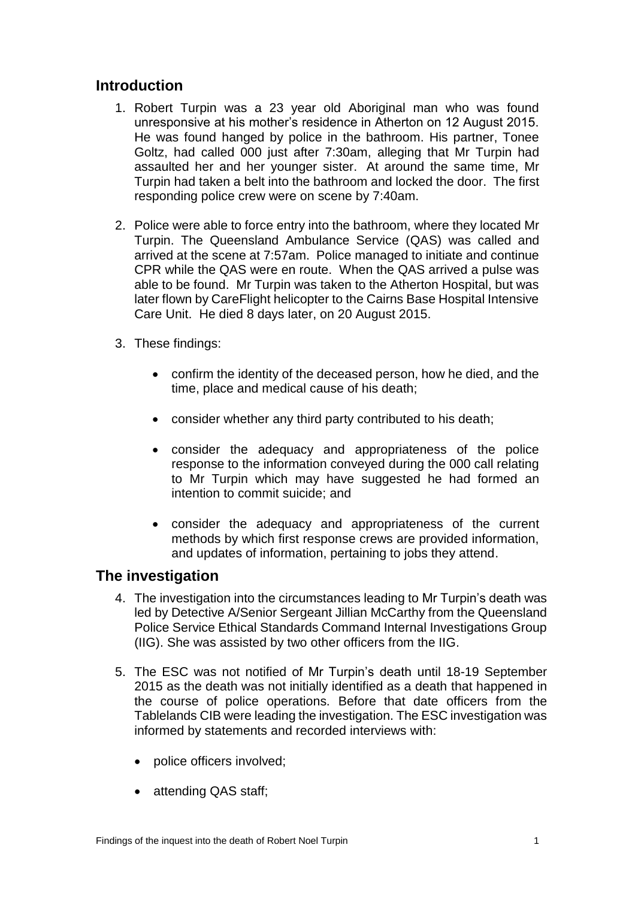## Introduction

1. Robert Turpin was a 23 year old Aboriginal man who was found unresponsive at his mother's residence in Atherton on 12 August 2015. He was found hanged by police in the bathroom. His partner, Tonee Goltz, had called 000 just after 7:30am, alleging that Mr Turpin had assaulted her and her younger sister. At around the same time, Mr Turpin had taken a belt into the bathroom and locked the door. The first responding police crew were on scene by 7:40am.

2. Police were able to force entry into the bathroom, where they located Mr Turpin. The Queensland Ambulance Service (QAS) was called and arrived at the scene at 7:57am. Police managed to initiate and continue CPR while the QAS were en route. When the QAS arrived a pulse was able to be found. Mr Turpin was taken to the Atherton Hospital, but was later flown by CareFlight helicopter to the Cairns Base Hospital Intensive Care Unit. He died 8 days later, on 20 August 2015.

3. These findings:

   - confirm the identity of the deceased person, how he died, and the time, place and medical cause of his death;

   - consider whether any third party contributed to his death;

   - consider the adequacy and appropriateness of the police response to the information conveyed during the 000 call relating to Mr Turpin which may have suggested he had formed an intention to commit suicide; and

   - consider the adequacy and appropriateness of the current methods by which first response crews are provided information, and updates of information, pertaining to jobs they attend.

## The investigation

4. The investigation into the circumstances leading to Mr Turpin's death was led by Detective A/Senior Sergeant Jillian McCarthy from the Queensland Police Service Ethical Standards Command Internal Investigations Group (IIG). She was assisted by two other officers from the IIG.

5. The ESC was not notified of Mr Turpin's death until 18-19 September 2015 as the death was not initially identified as a death that happened in the course of police operations. Before that date officers from the Tablelands CIB were leading the investigation. The ESC investigation was informed by statements and recorded interviews with:

   - police officers involved;

   - attending QAS staff;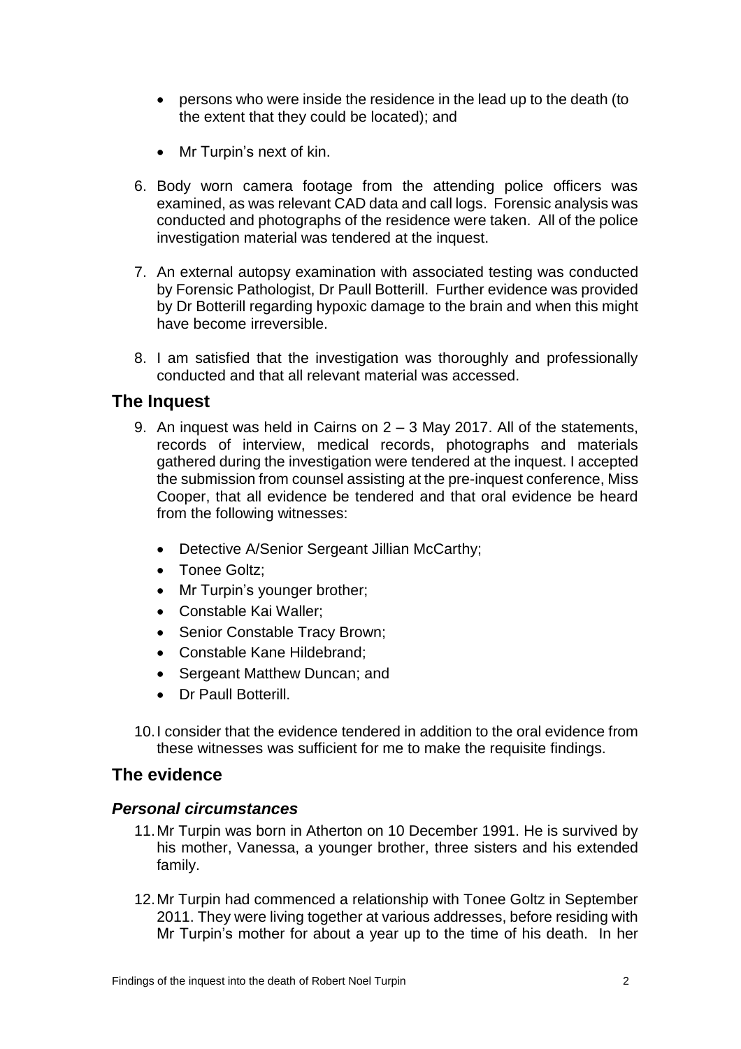- persons who were inside the residence in the lead up to the death (to the extent that they could be located); and

- Mr Turpin's next of kin.

6. Body worn camera footage from the attending police officers was examined, as was relevant CAD data and call logs. Forensic analysis was conducted and photographs of the residence were taken. All of the police investigation material was tendered at the inquest.

7. An external autopsy examination with associated testing was conducted by Forensic Pathologist, Dr Paull Botterill. Further evidence was provided by Dr Botterill regarding hypoxic damage to the brain and when this might have become irreversible.

8. I am satisfied that the investigation was thoroughly and professionally conducted and that all relevant material was accessed.

## The Inquest

9. An inquest was held in Cairns on 2 – 3 May 2017. All of the statements, records of interview, medical records, photographs and materials gathered during the investigation were tendered at the inquest. I accepted the submission from counsel assisting at the pre-inquest conference, Miss Cooper, that all evidence be tendered and that oral evidence be heard from the following witnesses:

    - Detective A/Senior Sergeant Jillian McCarthy;
    - Tonee Goltz;
    - Mr Turpin's younger brother;
    - Constable Kai Waller;
    - Senior Constable Tracy Brown;
    - Constable Kane Hildebrand;
    - Sergeant Matthew Duncan; and
    - Dr Paull Botterill.

10. I consider that the evidence tendered in addition to the oral evidence from these witnesses was sufficient for me to make the requisite findings.

## The evidence

### *Personal circumstances*

11. Mr Turpin was born in Atherton on 10 December 1991. He is survived by his mother, Vanessa, a younger brother, three sisters and his extended family.

12. Mr Turpin had commenced a relationship with Tonee Goltz in September 2011. They were living together at various addresses, before residing with Mr Turpin's mother for about a year up to the time of his death. In her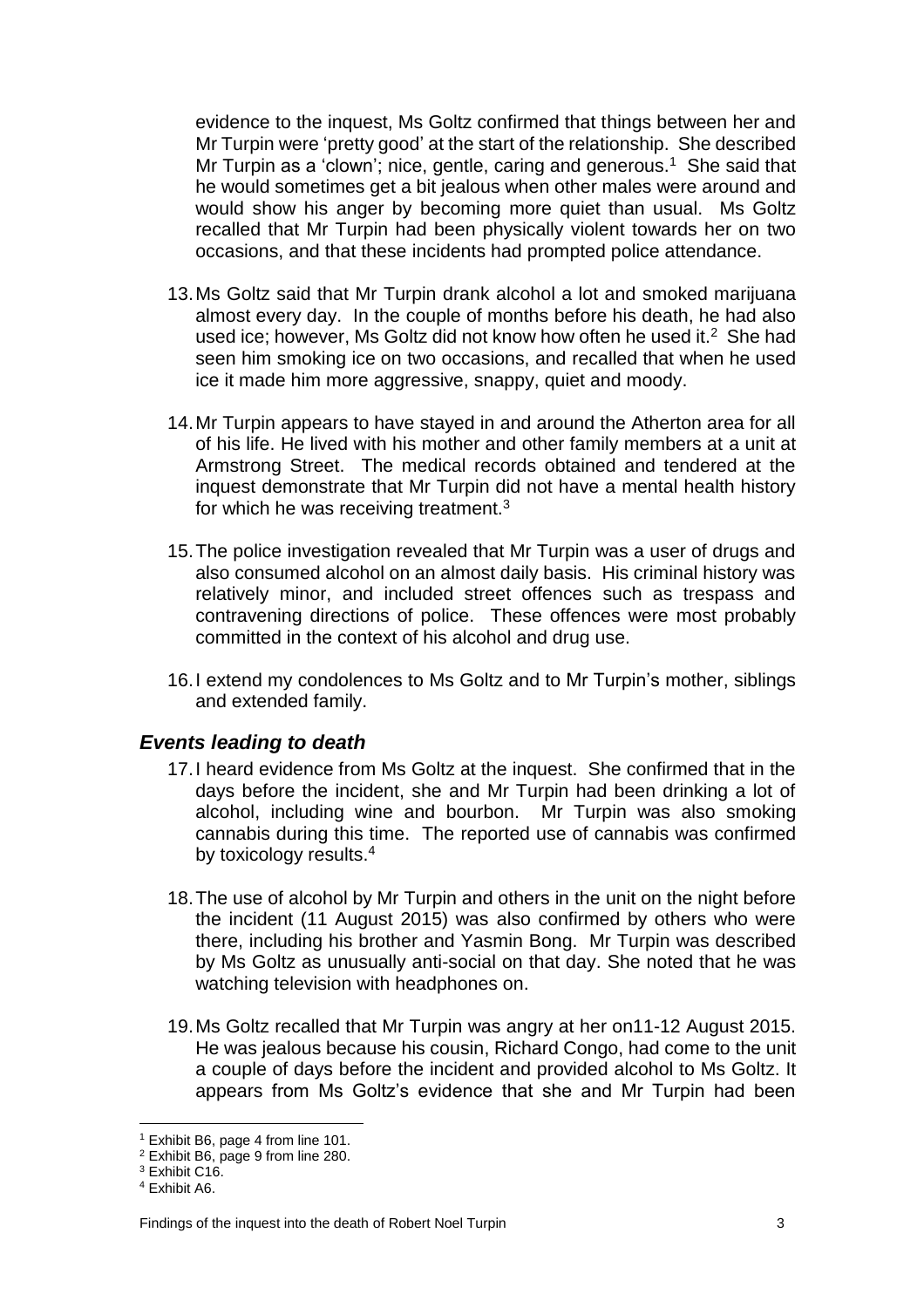evidence to the inquest, Ms Goltz confirmed that things between her and Mr Turpin were 'pretty good' at the start of the relationship. She described Mr Turpin as a 'clown'; nice, gentle, caring and generous.[1] She said that he would sometimes get a bit jealous when other males were around and would show his anger by becoming more quiet than usual. Ms Goltz recalled that Mr Turpin had been physically violent towards her on two occasions, and that these incidents had prompted police attendance.

13. Ms Goltz said that Mr Turpin drank alcohol a lot and smoked marijuana almost every day. In the couple of months before his death, he had also used ice; however, Ms Goltz did not know how often he used it.[2] She had seen him smoking ice on two occasions, and recalled that when he used ice it made him more aggressive, snappy, quiet and moody.

14. Mr Turpin appears to have stayed in and around the Atherton area for all of his life. He lived with his mother and other family members at a unit at Armstrong Street. The medical records obtained and tendered at the inquest demonstrate that Mr Turpin did not have a mental health history for which he was receiving treatment.[3]

15. The police investigation revealed that Mr Turpin was a user of drugs and also consumed alcohol on an almost daily basis. His criminal history was relatively minor, and included street offences such as trespass and contravening directions of police. These offences were most probably committed in the context of his alcohol and drug use.

16. I extend my condolences to Ms Goltz and to Mr Turpin's mother, siblings and extended family.

### *Events leading to death*

17. I heard evidence from Ms Goltz at the inquest. She confirmed that in the days before the incident, she and Mr Turpin had been drinking a lot of alcohol, including wine and bourbon. Mr Turpin was also smoking cannabis during this time. The reported use of cannabis was confirmed by toxicology results.[4]

18. The use of alcohol by Mr Turpin and others in the unit on the night before the incident (11 August 2015) was also confirmed by others who were there, including his brother and Yasmin Bong. Mr Turpin was described by Ms Goltz as unusually anti-social on that day. She noted that he was watching television with headphones on.

19. Ms Goltz recalled that Mr Turpin was angry at her on11-12 August 2015. He was jealous because his cousin, Richard Congo, had come to the unit a couple of days before the incident and provided alcohol to Ms Goltz. It appears from Ms Goltz's evidence that she and Mr Turpin had been

---

[1] Exhibit B6, page 4 from line 101.
[2] Exhibit B6, page 9 from line 280.
[3] Exhibit C16.
[4] Exhibit A6.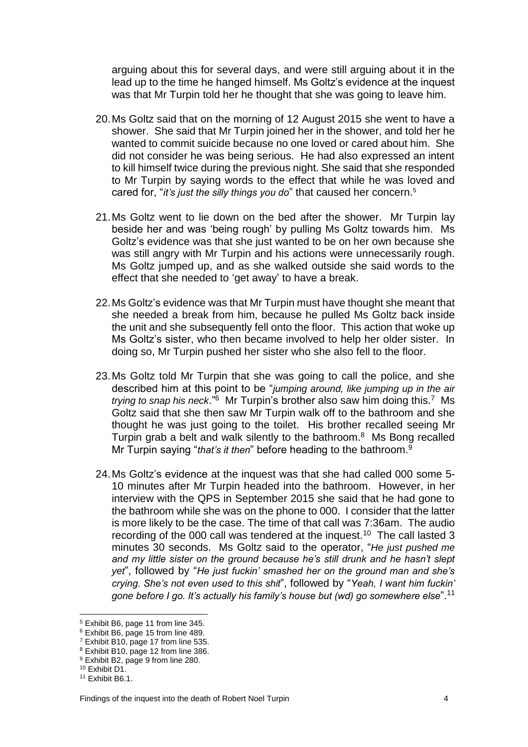arguing about this for several days, and were still arguing about it in the lead up to the time he hanged himself. Ms Goltz's evidence at the inquest was that Mr Turpin told her he thought that she was going to leave him.

20. Ms Goltz said that on the morning of 12 August 2015 she went to have a shower. She said that Mr Turpin joined her in the shower, and told her he wanted to commit suicide because no one loved or cared about him. She did not consider he was being serious. He had also expressed an intent to kill himself twice during the previous night. She said that she responded to Mr Turpin by saying words to the effect that while he was loved and cared for, "*it's just the silly things you do*" that caused her concern.[5]

21. Ms Goltz went to lie down on the bed after the shower. Mr Turpin lay beside her and was 'being rough' by pulling Ms Goltz towards him. Ms Goltz's evidence was that she just wanted to be on her own because she was still angry with Mr Turpin and his actions were unnecessarily rough. Ms Goltz jumped up, and as she walked outside she said words to the effect that she needed to 'get away' to have a break.

22. Ms Goltz's evidence was that Mr Turpin must have thought she meant that she needed a break from him, because he pulled Ms Goltz back inside the unit and she subsequently fell onto the floor. This action that woke up Ms Goltz's sister, who then became involved to help her older sister. In doing so, Mr Turpin pushed her sister who she also fell to the floor.

23. Ms Goltz told Mr Turpin that she was going to call the police, and she described him at this point to be "*jumping around, like jumping up in the air trying to snap his neck*."[6] Mr Turpin's brother also saw him doing this.[7] Ms Goltz said that she then saw Mr Turpin walk off to the bathroom and she thought he was just going to the toilet. His brother recalled seeing Mr Turpin grab a belt and walk silently to the bathroom.[8] Ms Bong recalled Mr Turpin saying "*that's it then*" before heading to the bathroom.[9]

24. Ms Goltz's evidence at the inquest was that she had called 000 some 5-10 minutes after Mr Turpin headed into the bathroom. However, in her interview with the QPS in September 2015 she said that he had gone to the bathroom while she was on the phone to 000. I consider that the latter is more likely to be the case. The time of that call was 7:36am. The audio recording of the 000 call was tendered at the inquest.[10] The call lasted 3 minutes 30 seconds. Ms Goltz said to the operator, "*He just pushed me and my little sister on the ground because he's still drunk and he hasn't slept yet*", followed by "*He just fuckin' smashed her on the ground man and she's crying. She's not even used to this shit*", followed by "*Yeah, I want him fuckin' gone before I go. It's actually his family's house but (wd) go somewhere else*".[11]

---

[5] Exhibit B6, page 11 from line 345.
[6] Exhibit B6, page 15 from line 489.
[7] Exhibit B10, page 17 from line 535.
[8] Exhibit B10, page 12 from line 386.
[9] Exhibit B2, page 9 from line 280.
[10] Exhibit D1.
[11] Exhibit B6.1.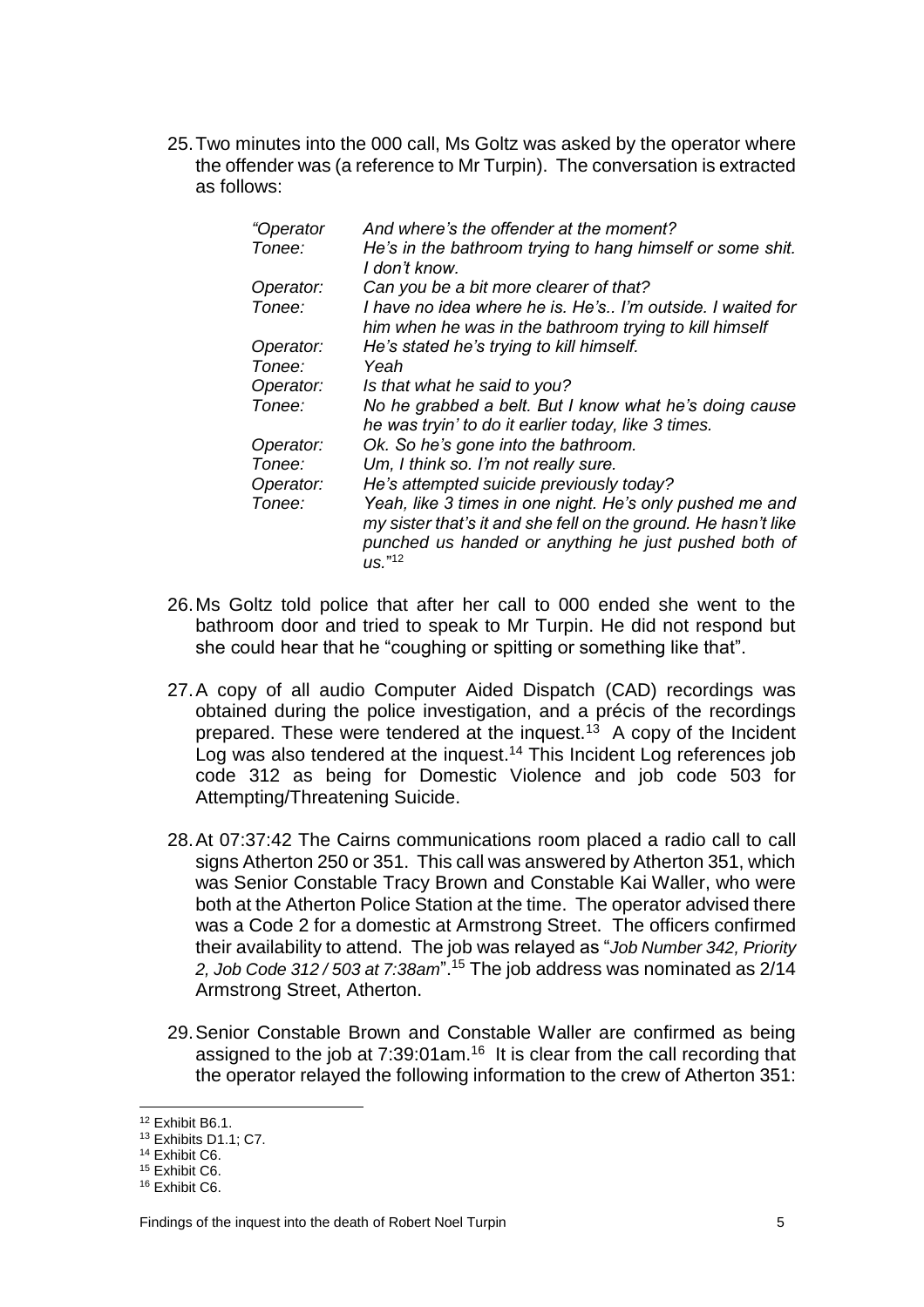25. Two minutes into the 000 call, Ms Goltz was asked by the operator where the offender was (a reference to Mr Turpin). The conversation is extracted as follows:

| | |
|---|---|
| *"Operator* | *And where's the offender at the moment?* |
| *Tonee:* | *He's in the bathroom trying to hang himself or some shit. I don't know.* |
| *Operator:* | *Can you be a bit more clearer of that?* |
| *Tonee:* | *I have no idea where he is. He's.. I'm outside. I waited for him when he was in the bathroom trying to kill himself* |
| *Operator:* | *He's stated he's trying to kill himself.* |
| *Tonee:* | *Yeah* |
| *Operator:* | *Is that what he said to you?* |
| *Tonee:* | *No he grabbed a belt. But I know what he's doing cause he was tryin' to do it earlier today, like 3 times.* |
| *Operator:* | *Ok. So he's gone into the bathroom.* |
| *Tonee:* | *Um, I think so. I'm not really sure.* |
| *Operator:* | *He's attempted suicide previously today?* |
| *Tonee:* | *Yeah, like 3 times in one night. He's only pushed me and my sister that's it and she fell on the ground. He hasn't like punched us handed or anything he just pushed both of us."*[12] |

26. Ms Goltz told police that after her call to 000 ended she went to the bathroom door and tried to speak to Mr Turpin. He did not respond but she could hear that he "coughing or spitting or something like that".

27. A copy of all audio Computer Aided Dispatch (CAD) recordings was obtained during the police investigation, and a précis of the recordings prepared. These were tendered at the inquest.[13] A copy of the Incident Log was also tendered at the inquest.[14] This Incident Log references job code 312 as being for Domestic Violence and job code 503 for Attempting/Threatening Suicide.

28. At 07:37:42 The Cairns communications room placed a radio call to call signs Atherton 250 or 351. This call was answered by Atherton 351, which was Senior Constable Tracy Brown and Constable Kai Waller, who were both at the Atherton Police Station at the time. The operator advised there was a Code 2 for a domestic at Armstrong Street. The officers confirmed their availability to attend. The job was relayed as "*Job Number 342, Priority 2, Job Code 312 / 503 at 7:38am*".[15] The job address was nominated as 2/14 Armstrong Street, Atherton.

29. Senior Constable Brown and Constable Waller are confirmed as being assigned to the job at 7:39:01am.[16] It is clear from the call recording that the operator relayed the following information to the crew of Atherton 351:

---

[12] Exhibit B6.1.
[13] Exhibits D1.1; C7.
[14] Exhibit C6.
[15] Exhibit C6.
[16] Exhibit C6.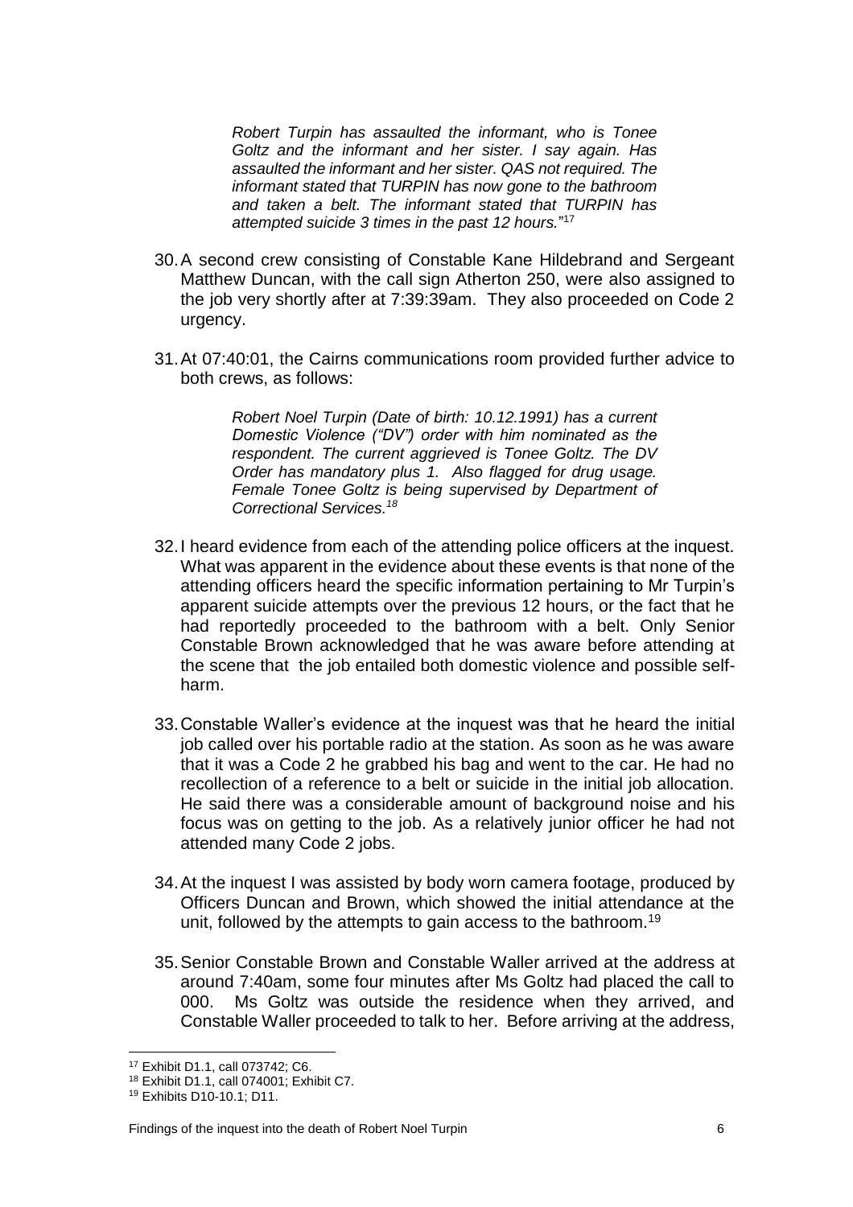> *Robert Turpin has assaulted the informant, who is Tonee Goltz and the informant and her sister. I say again. Has assaulted the informant and her sister. QAS not required. The informant stated that TURPIN has now gone to the bathroom and taken a belt. The informant stated that TURPIN has attempted suicide 3 times in the past 12 hours.*"[17]

30. A second crew consisting of Constable Kane Hildebrand and Sergeant Matthew Duncan, with the call sign Atherton 250, were also assigned to the job very shortly after at 7:39:39am. They also proceeded on Code 2 urgency.

31. At 07:40:01, the Cairns communications room provided further advice to both crews, as follows:

> *Robert Noel Turpin (Date of birth: 10.12.1991) has a current Domestic Violence ("DV") order with him nominated as the respondent. The current aggrieved is Tonee Goltz. The DV Order has mandatory plus 1. Also flagged for drug usage. Female Tonee Goltz is being supervised by Department of Correctional Services.*[18]

32. I heard evidence from each of the attending police officers at the inquest. What was apparent in the evidence about these events is that none of the attending officers heard the specific information pertaining to Mr Turpin's apparent suicide attempts over the previous 12 hours, or the fact that he had reportedly proceeded to the bathroom with a belt. Only Senior Constable Brown acknowledged that he was aware before attending at the scene that the job entailed both domestic violence and possible self-harm.

33. Constable Waller's evidence at the inquest was that he heard the initial job called over his portable radio at the station. As soon as he was aware that it was a Code 2 he grabbed his bag and went to the car. He had no recollection of a reference to a belt or suicide in the initial job allocation. He said there was a considerable amount of background noise and his focus was on getting to the job. As a relatively junior officer he had not attended many Code 2 jobs.

34. At the inquest I was assisted by body worn camera footage, produced by Officers Duncan and Brown, which showed the initial attendance at the unit, followed by the attempts to gain access to the bathroom.[19]

35. Senior Constable Brown and Constable Waller arrived at the address at around 7:40am, some four minutes after Ms Goltz had placed the call to 000. Ms Goltz was outside the residence when they arrived, and Constable Waller proceeded to talk to her. Before arriving at the address,

---

[17] Exhibit D1.1, call 073742; C6.

[18] Exhibit D1.1, call 074001; Exhibit C7.

[19] Exhibits D10-10.1; D11.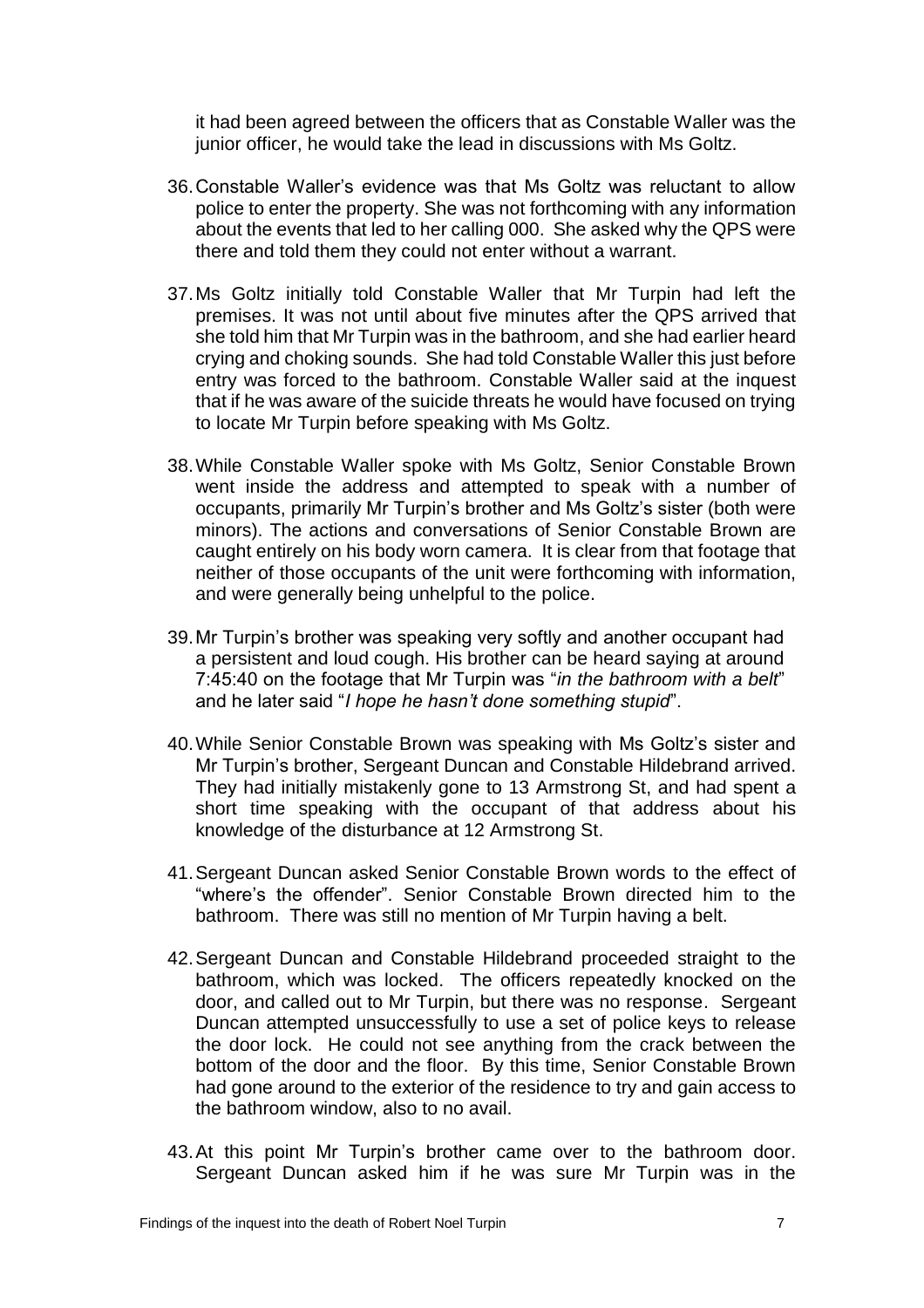it had been agreed between the officers that as Constable Waller was the junior officer, he would take the lead in discussions with Ms Goltz.

36. Constable Waller's evidence was that Ms Goltz was reluctant to allow police to enter the property. She was not forthcoming with any information about the events that led to her calling 000. She asked why the QPS were there and told them they could not enter without a warrant.

37. Ms Goltz initially told Constable Waller that Mr Turpin had left the premises. It was not until about five minutes after the QPS arrived that she told him that Mr Turpin was in the bathroom, and she had earlier heard crying and choking sounds. She had told Constable Waller this just before entry was forced to the bathroom. Constable Waller said at the inquest that if he was aware of the suicide threats he would have focused on trying to locate Mr Turpin before speaking with Ms Goltz.

38. While Constable Waller spoke with Ms Goltz, Senior Constable Brown went inside the address and attempted to speak with a number of occupants, primarily Mr Turpin's brother and Ms Goltz's sister (both were minors). The actions and conversations of Senior Constable Brown are caught entirely on his body worn camera. It is clear from that footage that neither of those occupants of the unit were forthcoming with information, and were generally being unhelpful to the police.

39. Mr Turpin's brother was speaking very softly and another occupant had a persistent and loud cough. His brother can be heard saying at around 7:45:40 on the footage that Mr Turpin was "*in the bathroom with a belt*" and he later said "*I hope he hasn't done something stupid*".

40. While Senior Constable Brown was speaking with Ms Goltz's sister and Mr Turpin's brother, Sergeant Duncan and Constable Hildebrand arrived. They had initially mistakenly gone to 13 Armstrong St, and had spent a short time speaking with the occupant of that address about his knowledge of the disturbance at 12 Armstrong St.

41. Sergeant Duncan asked Senior Constable Brown words to the effect of "where's the offender". Senior Constable Brown directed him to the bathroom. There was still no mention of Mr Turpin having a belt.

42. Sergeant Duncan and Constable Hildebrand proceeded straight to the bathroom, which was locked. The officers repeatedly knocked on the door, and called out to Mr Turpin, but there was no response. Sergeant Duncan attempted unsuccessfully to use a set of police keys to release the door lock. He could not see anything from the crack between the bottom of the door and the floor. By this time, Senior Constable Brown had gone around to the exterior of the residence to try and gain access to the bathroom window, also to no avail.

43. At this point Mr Turpin's brother came over to the bathroom door. Sergeant Duncan asked him if he was sure Mr Turpin was in the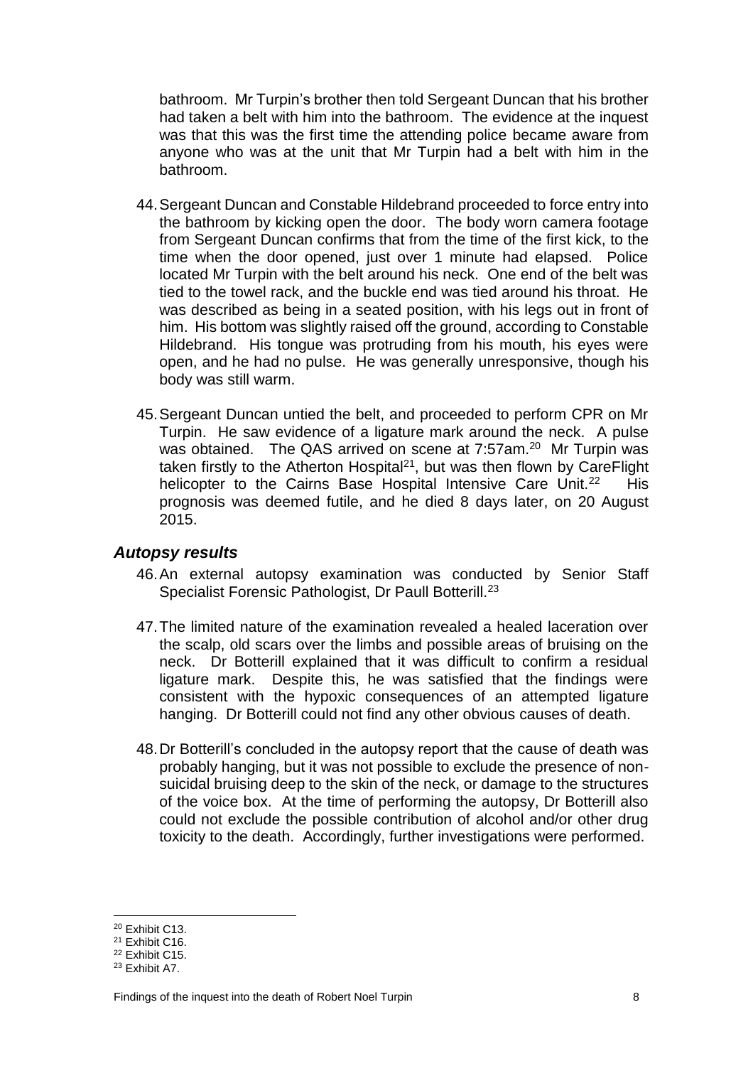bathroom. Mr Turpin's brother then told Sergeant Duncan that his brother had taken a belt with him into the bathroom. The evidence at the inquest was that this was the first time the attending police became aware from anyone who was at the unit that Mr Turpin had a belt with him in the bathroom.

44. Sergeant Duncan and Constable Hildebrand proceeded to force entry into the bathroom by kicking open the door. The body worn camera footage from Sergeant Duncan confirms that from the time of the first kick, to the time when the door opened, just over 1 minute had elapsed. Police located Mr Turpin with the belt around his neck. One end of the belt was tied to the towel rack, and the buckle end was tied around his throat. He was described as being in a seated position, with his legs out in front of him. His bottom was slightly raised off the ground, according to Constable Hildebrand. His tongue was protruding from his mouth, his eyes were open, and he had no pulse. He was generally unresponsive, though his body was still warm.

45. Sergeant Duncan untied the belt, and proceeded to perform CPR on Mr Turpin. He saw evidence of a ligature mark around the neck. A pulse was obtained. The QAS arrived on scene at 7:57am.[20] Mr Turpin was taken firstly to the Atherton Hospital[21], but was then flown by CareFlight helicopter to the Cairns Base Hospital Intensive Care Unit.[22] His prognosis was deemed futile, and he died 8 days later, on 20 August 2015.

### *Autopsy results*

46. An external autopsy examination was conducted by Senior Staff Specialist Forensic Pathologist, Dr Paull Botterill.[23]

47. The limited nature of the examination revealed a healed laceration over the scalp, old scars over the limbs and possible areas of bruising on the neck. Dr Botterill explained that it was difficult to confirm a residual ligature mark. Despite this, he was satisfied that the findings were consistent with the hypoxic consequences of an attempted ligature hanging. Dr Botterill could not find any other obvious causes of death.

48. Dr Botterill's concluded in the autopsy report that the cause of death was probably hanging, but it was not possible to exclude the presence of non-suicidal bruising deep to the skin of the neck, or damage to the structures of the voice box. At the time of performing the autopsy, Dr Botterill also could not exclude the possible contribution of alcohol and/or other drug toxicity to the death. Accordingly, further investigations were performed.

---

[20] Exhibit C13.
[21] Exhibit C16.
[22] Exhibit C15.
[23] Exhibit A7.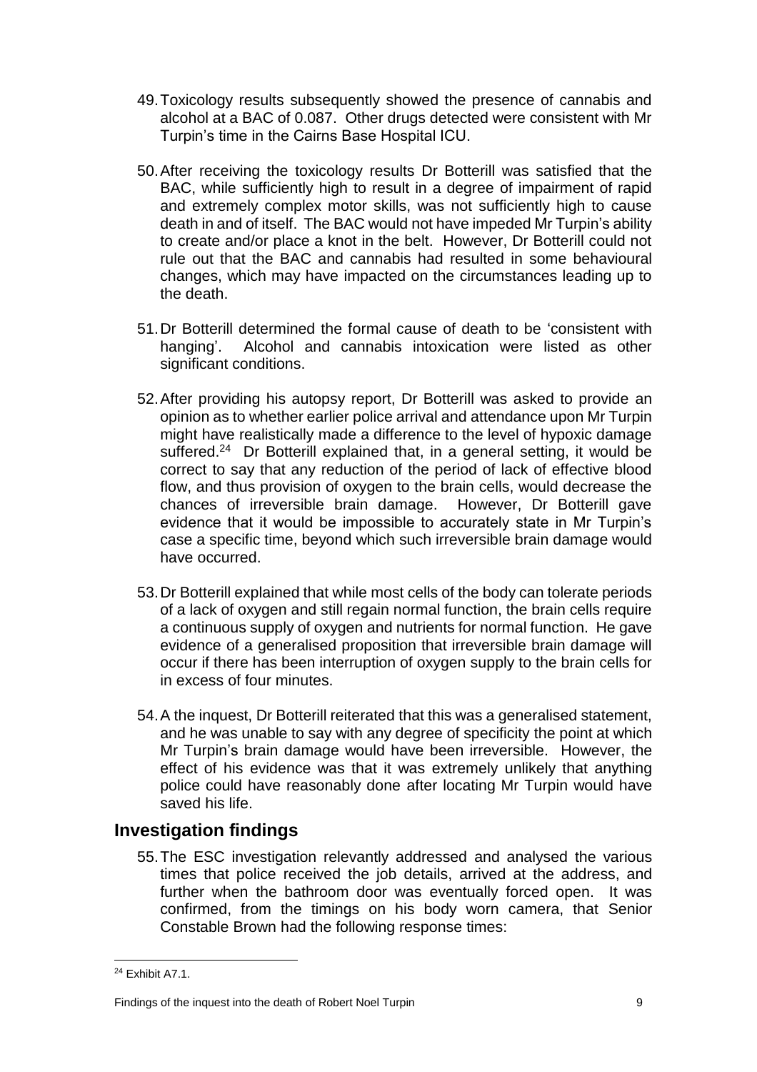49. Toxicology results subsequently showed the presence of cannabis and alcohol at a BAC of 0.087. Other drugs detected were consistent with Mr Turpin's time in the Cairns Base Hospital ICU.

50. After receiving the toxicology results Dr Botterill was satisfied that the BAC, while sufficiently high to result in a degree of impairment of rapid and extremely complex motor skills, was not sufficiently high to cause death in and of itself. The BAC would not have impeded Mr Turpin's ability to create and/or place a knot in the belt. However, Dr Botterill could not rule out that the BAC and cannabis had resulted in some behavioural changes, which may have impacted on the circumstances leading up to the death.

51. Dr Botterill determined the formal cause of death to be 'consistent with hanging'. Alcohol and cannabis intoxication were listed as other significant conditions.

52. After providing his autopsy report, Dr Botterill was asked to provide an opinion as to whether earlier police arrival and attendance upon Mr Turpin might have realistically made a difference to the level of hypoxic damage suffered.[24] Dr Botterill explained that, in a general setting, it would be correct to say that any reduction of the period of lack of effective blood flow, and thus provision of oxygen to the brain cells, would decrease the chances of irreversible brain damage. However, Dr Botterill gave evidence that it would be impossible to accurately state in Mr Turpin's case a specific time, beyond which such irreversible brain damage would have occurred.

53. Dr Botterill explained that while most cells of the body can tolerate periods of a lack of oxygen and still regain normal function, the brain cells require a continuous supply of oxygen and nutrients for normal function. He gave evidence of a generalised proposition that irreversible brain damage will occur if there has been interruption of oxygen supply to the brain cells for in excess of four minutes.

54. A the inquest, Dr Botterill reiterated that this was a generalised statement, and he was unable to say with any degree of specificity the point at which Mr Turpin's brain damage would have been irreversible. However, the effect of his evidence was that it was extremely unlikely that anything police could have reasonably done after locating Mr Turpin would have saved his life.

## Investigation findings

55. The ESC investigation relevantly addressed and analysed the various times that police received the job details, arrived at the address, and further when the bathroom door was eventually forced open. It was confirmed, from the timings on his body worn camera, that Senior Constable Brown had the following response times:

[24] Exhibit A7.1.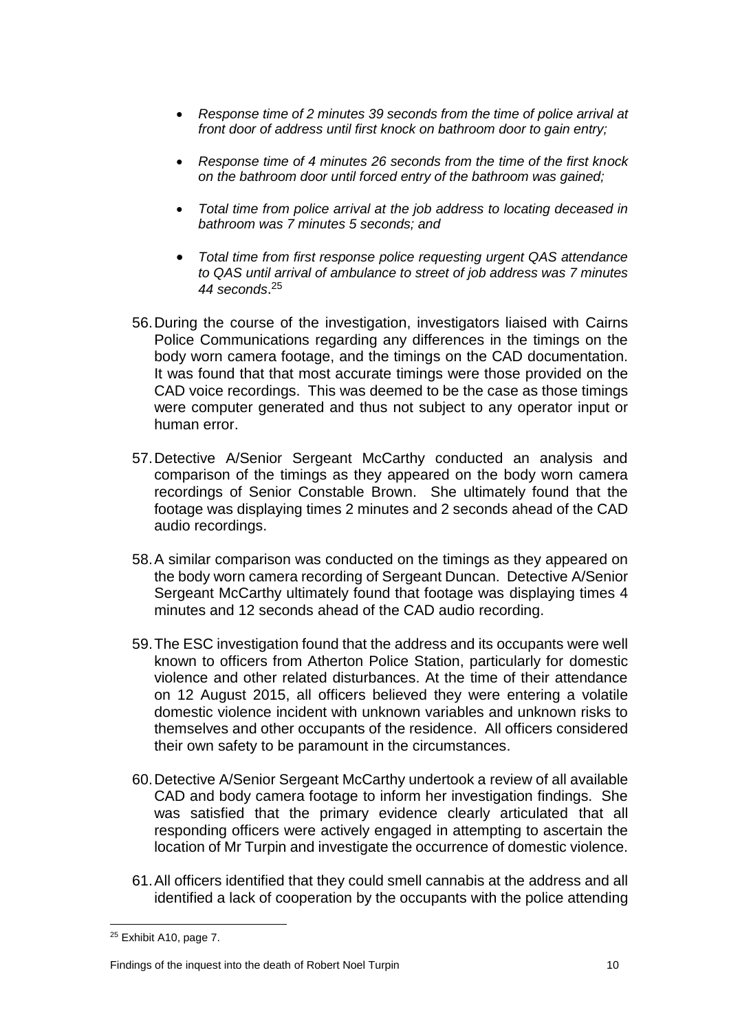- *Response time of 2 minutes 39 seconds from the time of police arrival at front door of address until first knock on bathroom door to gain entry;*

- *Response time of 4 minutes 26 seconds from the time of the first knock on the bathroom door until forced entry of the bathroom was gained;*

- *Total time from police arrival at the job address to locating deceased in bathroom was 7 minutes 5 seconds; and*

- *Total time from first response police requesting urgent QAS attendance to QAS until arrival of ambulance to street of job address was 7 minutes 44 seconds*.[25]

56. During the course of the investigation, investigators liaised with Cairns Police Communications regarding any differences in the timings on the body worn camera footage, and the timings on the CAD documentation. It was found that that most accurate timings were those provided on the CAD voice recordings. This was deemed to be the case as those timings were computer generated and thus not subject to any operator input or human error.

57. Detective A/Senior Sergeant McCarthy conducted an analysis and comparison of the timings as they appeared on the body worn camera recordings of Senior Constable Brown. She ultimately found that the footage was displaying times 2 minutes and 2 seconds ahead of the CAD audio recordings.

58. A similar comparison was conducted on the timings as they appeared on the body worn camera recording of Sergeant Duncan. Detective A/Senior Sergeant McCarthy ultimately found that footage was displaying times 4 minutes and 12 seconds ahead of the CAD audio recording.

59. The ESC investigation found that the address and its occupants were well known to officers from Atherton Police Station, particularly for domestic violence and other related disturbances. At the time of their attendance on 12 August 2015, all officers believed they were entering a volatile domestic violence incident with unknown variables and unknown risks to themselves and other occupants of the residence. All officers considered their own safety to be paramount in the circumstances.

60. Detective A/Senior Sergeant McCarthy undertook a review of all available CAD and body camera footage to inform her investigation findings. She was satisfied that the primary evidence clearly articulated that all responding officers were actively engaged in attempting to ascertain the location of Mr Turpin and investigate the occurrence of domestic violence.

61. All officers identified that they could smell cannabis at the address and all identified a lack of cooperation by the occupants with the police attending

[25] Exhibit A10, page 7.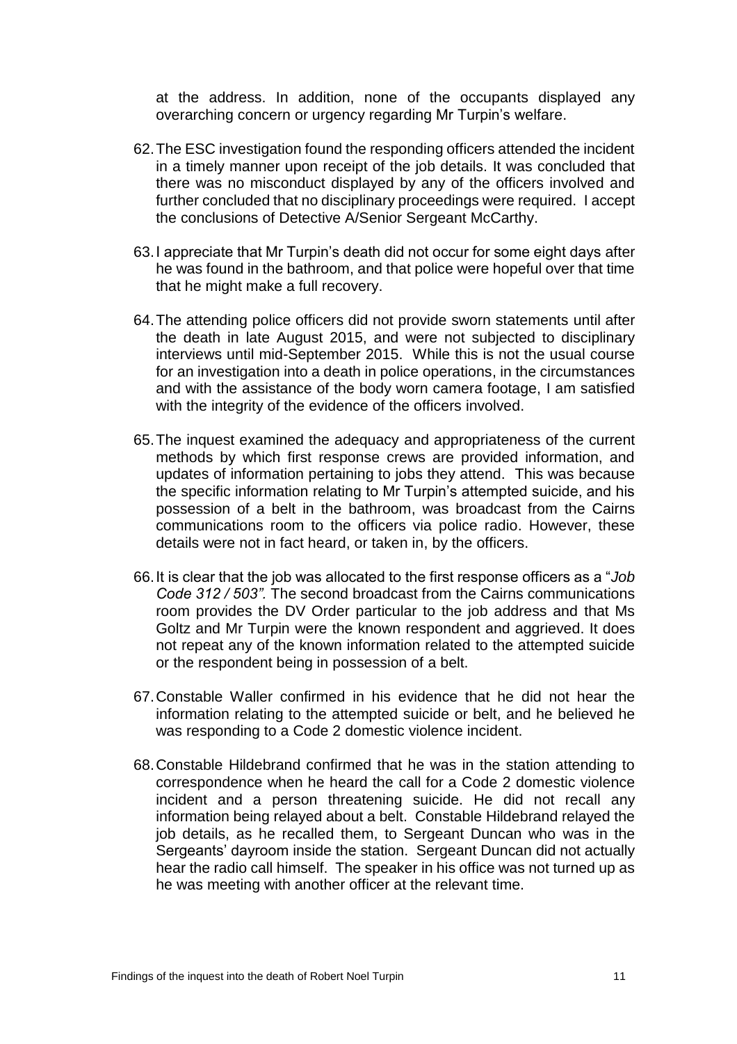at the address. In addition, none of the occupants displayed any overarching concern or urgency regarding Mr Turpin's welfare.

62. The ESC investigation found the responding officers attended the incident in a timely manner upon receipt of the job details. It was concluded that there was no misconduct displayed by any of the officers involved and further concluded that no disciplinary proceedings were required. I accept the conclusions of Detective A/Senior Sergeant McCarthy.

63. I appreciate that Mr Turpin's death did not occur for some eight days after he was found in the bathroom, and that police were hopeful over that time that he might make a full recovery.

64. The attending police officers did not provide sworn statements until after the death in late August 2015, and were not subjected to disciplinary interviews until mid-September 2015. While this is not the usual course for an investigation into a death in police operations, in the circumstances and with the assistance of the body worn camera footage, I am satisfied with the integrity of the evidence of the officers involved.

65. The inquest examined the adequacy and appropriateness of the current methods by which first response crews are provided information, and updates of information pertaining to jobs they attend. This was because the specific information relating to Mr Turpin's attempted suicide, and his possession of a belt in the bathroom, was broadcast from the Cairns communications room to the officers via police radio. However, these details were not in fact heard, or taken in, by the officers.

66. It is clear that the job was allocated to the first response officers as a "*Job Code 312 / 503".* The second broadcast from the Cairns communications room provides the DV Order particular to the job address and that Ms Goltz and Mr Turpin were the known respondent and aggrieved. It does not repeat any of the known information related to the attempted suicide or the respondent being in possession of a belt.

67. Constable Waller confirmed in his evidence that he did not hear the information relating to the attempted suicide or belt, and he believed he was responding to a Code 2 domestic violence incident.

68. Constable Hildebrand confirmed that he was in the station attending to correspondence when he heard the call for a Code 2 domestic violence incident and a person threatening suicide. He did not recall any information being relayed about a belt. Constable Hildebrand relayed the job details, as he recalled them, to Sergeant Duncan who was in the Sergeants' dayroom inside the station. Sergeant Duncan did not actually hear the radio call himself. The speaker in his office was not turned up as he was meeting with another officer at the relevant time.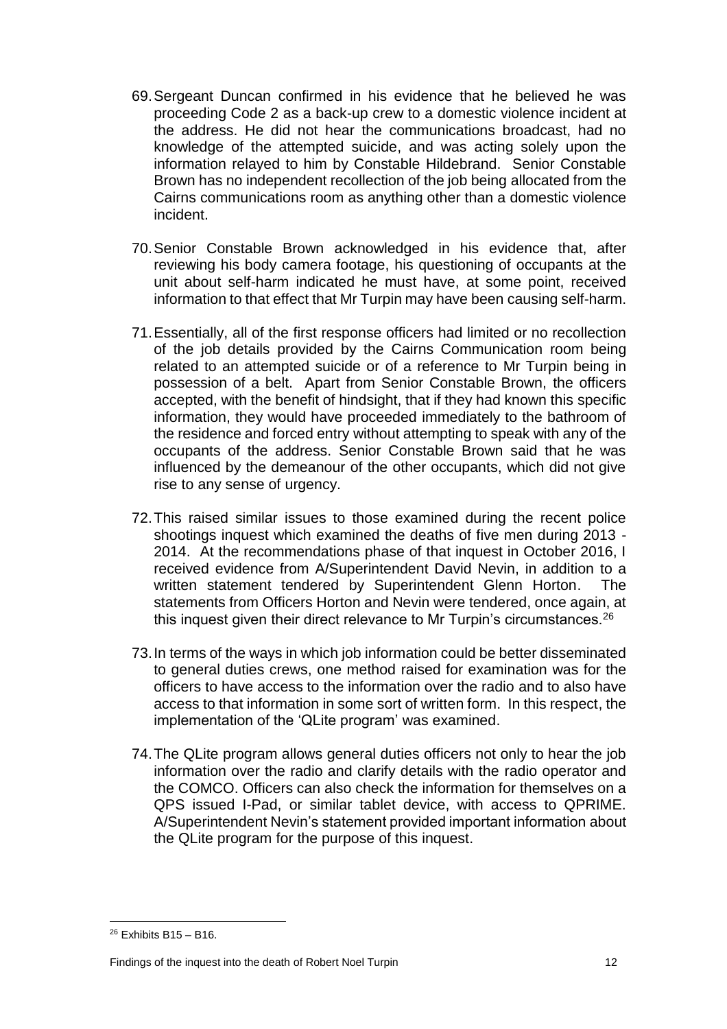69. Sergeant Duncan confirmed in his evidence that he believed he was proceeding Code 2 as a back-up crew to a domestic violence incident at the address. He did not hear the communications broadcast, had no knowledge of the attempted suicide, and was acting solely upon the information relayed to him by Constable Hildebrand. Senior Constable Brown has no independent recollection of the job being allocated from the Cairns communications room as anything other than a domestic violence incident.

70. Senior Constable Brown acknowledged in his evidence that, after reviewing his body camera footage, his questioning of occupants at the unit about self-harm indicated he must have, at some point, received information to that effect that Mr Turpin may have been causing self-harm.

71. Essentially, all of the first response officers had limited or no recollection of the job details provided by the Cairns Communication room being related to an attempted suicide or of a reference to Mr Turpin being in possession of a belt. Apart from Senior Constable Brown, the officers accepted, with the benefit of hindsight, that if they had known this specific information, they would have proceeded immediately to the bathroom of the residence and forced entry without attempting to speak with any of the occupants of the address. Senior Constable Brown said that he was influenced by the demeanour of the other occupants, which did not give rise to any sense of urgency.

72. This raised similar issues to those examined during the recent police shootings inquest which examined the deaths of five men during 2013 - 2014. At the recommendations phase of that inquest in October 2016, I received evidence from A/Superintendent David Nevin, in addition to a written statement tendered by Superintendent Glenn Horton. The statements from Officers Horton and Nevin were tendered, once again, at this inquest given their direct relevance to Mr Turpin's circumstances.[26]

73. In terms of the ways in which job information could be better disseminated to general duties crews, one method raised for examination was for the officers to have access to the information over the radio and to also have access to that information in some sort of written form. In this respect, the implementation of the 'QLite program' was examined.

74. The QLite program allows general duties officers not only to hear the job information over the radio and clarify details with the radio operator and the COMCO. Officers can also check the information for themselves on a QPS issued I-Pad, or similar tablet device, with access to QPRIME. A/Superintendent Nevin's statement provided important information about the QLite program for the purpose of this inquest.

---

[26] Exhibits B15 – B16.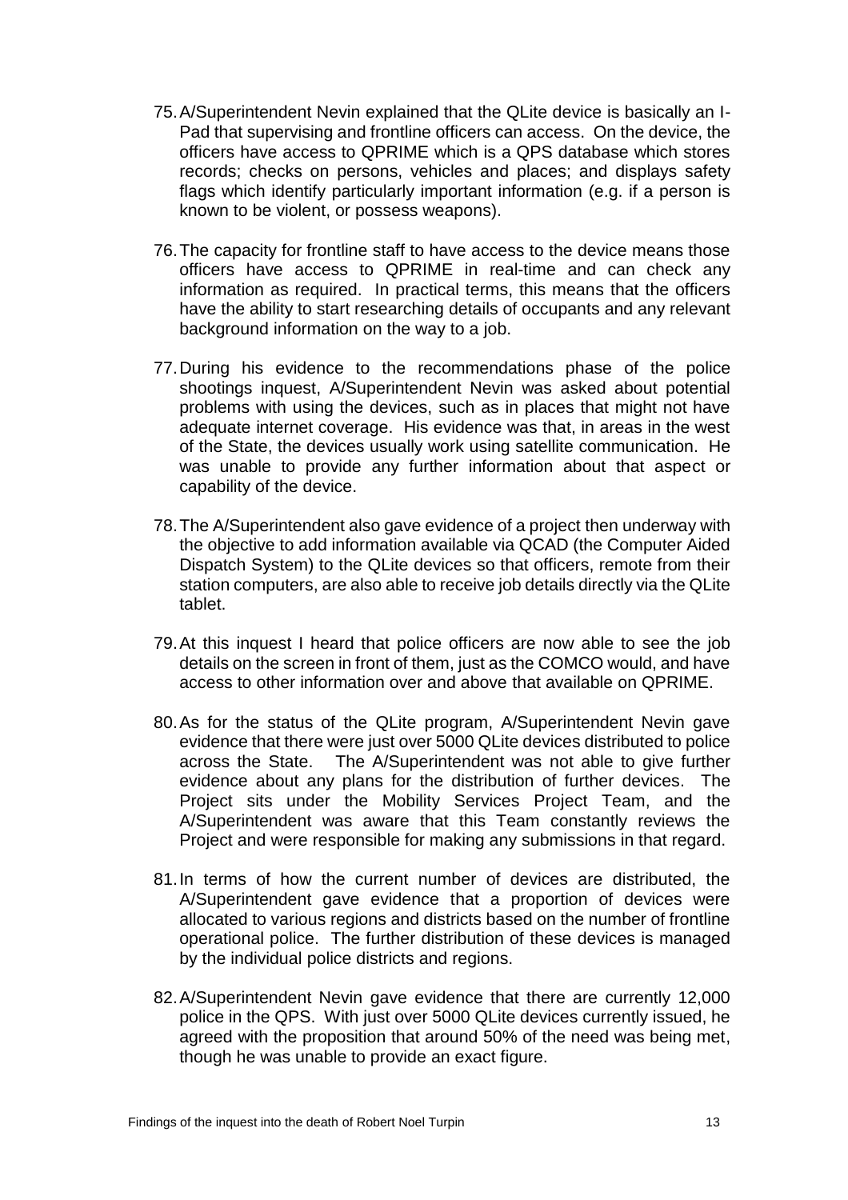75. A/Superintendent Nevin explained that the QLite device is basically an I-Pad that supervising and frontline officers can access. On the device, the officers have access to QPRIME which is a QPS database which stores records; checks on persons, vehicles and places; and displays safety flags which identify particularly important information (e.g. if a person is known to be violent, or possess weapons).

76. The capacity for frontline staff to have access to the device means those officers have access to QPRIME in real-time and can check any information as required. In practical terms, this means that the officers have the ability to start researching details of occupants and any relevant background information on the way to a job.

77. During his evidence to the recommendations phase of the police shootings inquest, A/Superintendent Nevin was asked about potential problems with using the devices, such as in places that might not have adequate internet coverage. His evidence was that, in areas in the west of the State, the devices usually work using satellite communication. He was unable to provide any further information about that aspect or capability of the device.

78. The A/Superintendent also gave evidence of a project then underway with the objective to add information available via QCAD (the Computer Aided Dispatch System) to the QLite devices so that officers, remote from their station computers, are also able to receive job details directly via the QLite tablet.

79. At this inquest I heard that police officers are now able to see the job details on the screen in front of them, just as the COMCO would, and have access to other information over and above that available on QPRIME.

80. As for the status of the QLite program, A/Superintendent Nevin gave evidence that there were just over 5000 QLite devices distributed to police across the State. The A/Superintendent was not able to give further evidence about any plans for the distribution of further devices. The Project sits under the Mobility Services Project Team, and the A/Superintendent was aware that this Team constantly reviews the Project and were responsible for making any submissions in that regard.

81. In terms of how the current number of devices are distributed, the A/Superintendent gave evidence that a proportion of devices were allocated to various regions and districts based on the number of frontline operational police. The further distribution of these devices is managed by the individual police districts and regions.

82. A/Superintendent Nevin gave evidence that there are currently 12,000 police in the QPS. With just over 5000 QLite devices currently issued, he agreed with the proposition that around 50% of the need was being met, though he was unable to provide an exact figure.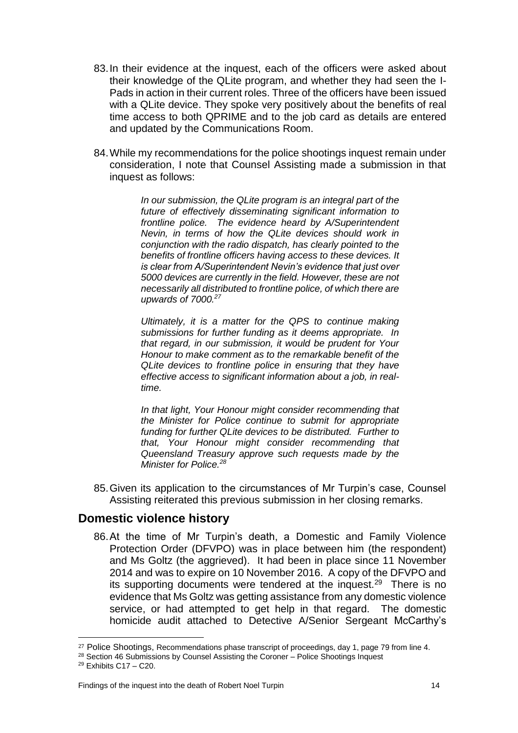83. In their evidence at the inquest, each of the officers were asked about their knowledge of the QLite program, and whether they had seen the I-Pads in action in their current roles. Three of the officers have been issued with a QLite device. They spoke very positively about the benefits of real time access to both QPRIME and to the job card as details are entered and updated by the Communications Room.

84. While my recommendations for the police shootings inquest remain under consideration, I note that Counsel Assisting made a submission in that inquest as follows:

> *In our submission, the QLite program is an integral part of the future of effectively disseminating significant information to frontline police. The evidence heard by A/Superintendent Nevin, in terms of how the QLite devices should work in conjunction with the radio dispatch, has clearly pointed to the benefits of frontline officers having access to these devices. It is clear from A/Superintendent Nevin's evidence that just over 5000 devices are currently in the field. However, these are not necessarily all distributed to frontline police, of which there are upwards of 7000.*[27]
>
> *Ultimately, it is a matter for the QPS to continue making submissions for further funding as it deems appropriate. In that regard, in our submission, it would be prudent for Your Honour to make comment as to the remarkable benefit of the QLite devices to frontline police in ensuring that they have effective access to significant information about a job, in real-time.*
>
> *In that light, Your Honour might consider recommending that the Minister for Police continue to submit for appropriate funding for further QLite devices to be distributed. Further to that, Your Honour might consider recommending that Queensland Treasury approve such requests made by the Minister for Police.*[28]

85. Given its application to the circumstances of Mr Turpin's case, Counsel Assisting reiterated this previous submission in her closing remarks.

## Domestic violence history

86. At the time of Mr Turpin's death, a Domestic and Family Violence Protection Order (DFVPO) was in place between him (the respondent) and Ms Goltz (the aggrieved). It had been in place since 11 November 2014 and was to expire on 10 November 2016. A copy of the DFVPO and its supporting documents were tendered at the inquest.[29] There is no evidence that Ms Goltz was getting assistance from any domestic violence service, or had attempted to get help in that regard. The domestic homicide audit attached to Detective A/Senior Sergeant McCarthy's

---

[27] Police Shootings, Recommendations phase transcript of proceedings, day 1, page 79 from line 4.

[28] Section 46 Submissions by Counsel Assisting the Coroner – Police Shootings Inquest

[29] Exhibits C17 – C20.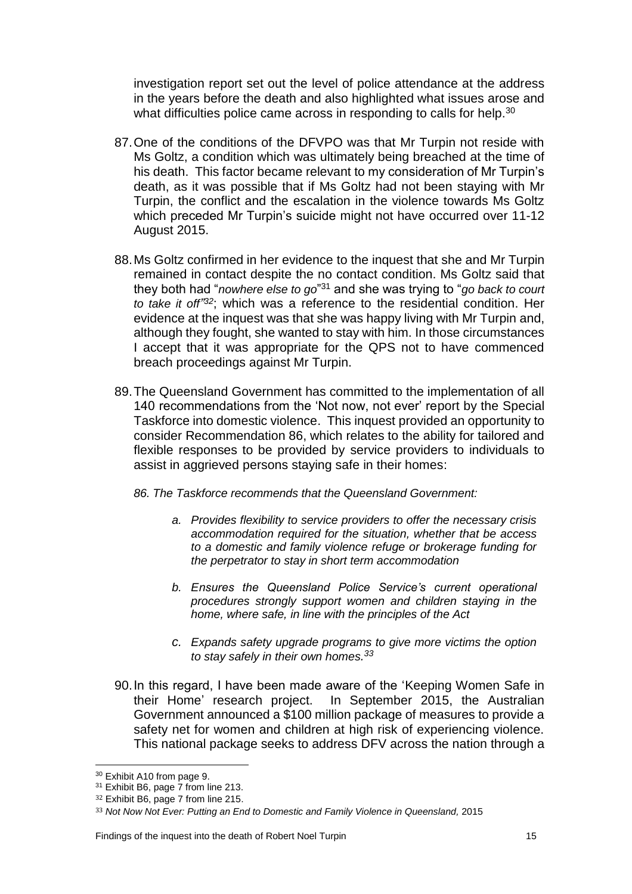investigation report set out the level of police attendance at the address in the years before the death and also highlighted what issues arose and what difficulties police came across in responding to calls for help.[30]

87. One of the conditions of the DFVPO was that Mr Turpin not reside with Ms Goltz, a condition which was ultimately being breached at the time of his death. This factor became relevant to my consideration of Mr Turpin's death, as it was possible that if Ms Goltz had not been staying with Mr Turpin, the conflict and the escalation in the violence towards Ms Goltz which preceded Mr Turpin's suicide might not have occurred over 11-12 August 2015.

88. Ms Goltz confirmed in her evidence to the inquest that she and Mr Turpin remained in contact despite the no contact condition. Ms Goltz said that they both had "*nowhere else to go*"[31] and she was trying to "*go back to court to take it off"*[32]; which was a reference to the residential condition. Her evidence at the inquest was that she was happy living with Mr Turpin and, although they fought, she wanted to stay with him. In those circumstances I accept that it was appropriate for the QPS not to have commenced breach proceedings against Mr Turpin.

89. The Queensland Government has committed to the implementation of all 140 recommendations from the 'Not now, not ever' report by the Special Taskforce into domestic violence. This inquest provided an opportunity to consider Recommendation 86, which relates to the ability for tailored and flexible responses to be provided by service providers to individuals to assist in aggrieved persons staying safe in their homes:

*86. The Taskforce recommends that the Queensland Government:*

> *a. Provides flexibility to service providers to offer the necessary crisis accommodation required for the situation, whether that be access to a domestic and family violence refuge or brokerage funding for the perpetrator to stay in short term accommodation*
>
> *b. Ensures the Queensland Police Service's current operational procedures strongly support women and children staying in the home, where safe, in line with the principles of the Act*
>
> *c. Expands safety upgrade programs to give more victims the option to stay safely in their own homes.*[33]

90. In this regard, I have been made aware of the 'Keeping Women Safe in their Home' research project. In September 2015, the Australian Government announced a $100 million package of measures to provide a safety net for women and children at high risk of experiencing violence. This national package seeks to address DFV across the nation through a

---

[30] Exhibit A10 from page 9.

[31] Exhibit B6, page 7 from line 213.

[32] Exhibit B6, page 7 from line 215.

[33] *Not Now Not Ever: Putting an End to Domestic and Family Violence in Queensland,* 2015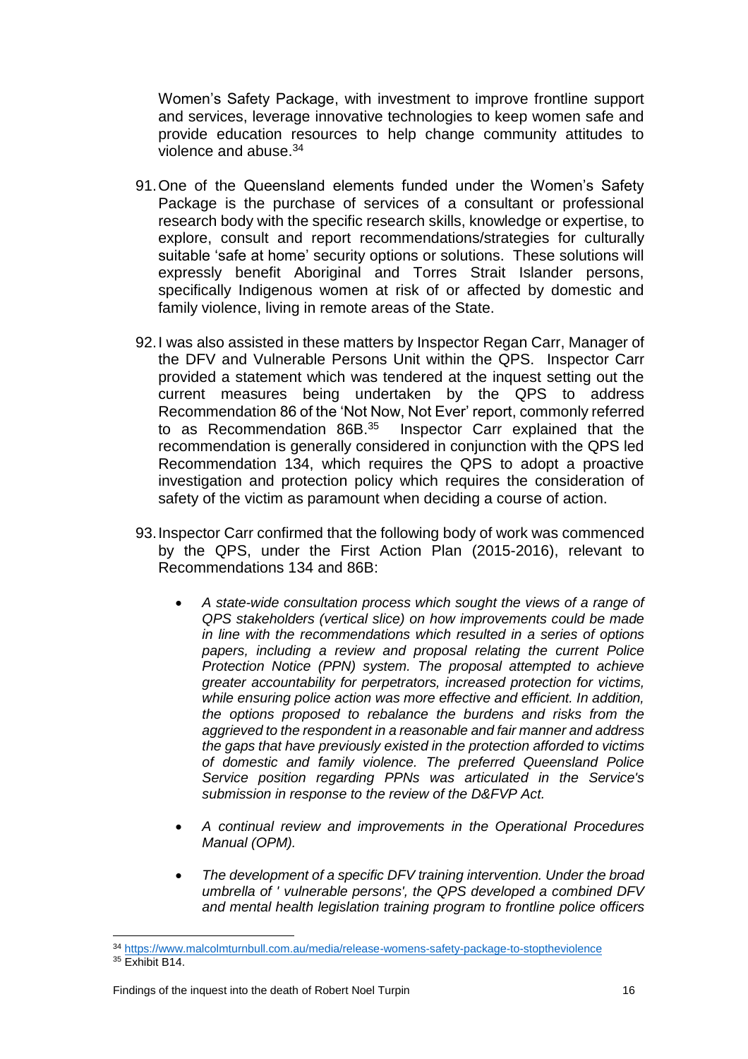Women's Safety Package, with investment to improve frontline support and services, leverage innovative technologies to keep women safe and provide education resources to help change community attitudes to violence and abuse.[34]

91. One of the Queensland elements funded under the Women's Safety Package is the purchase of services of a consultant or professional research body with the specific research skills, knowledge or expertise, to explore, consult and report recommendations/strategies for culturally suitable 'safe at home' security options or solutions. These solutions will expressly benefit Aboriginal and Torres Strait Islander persons, specifically Indigenous women at risk of or affected by domestic and family violence, living in remote areas of the State.

92. I was also assisted in these matters by Inspector Regan Carr, Manager of the DFV and Vulnerable Persons Unit within the QPS. Inspector Carr provided a statement which was tendered at the inquest setting out the current measures being undertaken by the QPS to address Recommendation 86 of the 'Not Now, Not Ever' report, commonly referred to as Recommendation 86B.[35] Inspector Carr explained that the recommendation is generally considered in conjunction with the QPS led Recommendation 134, which requires the QPS to adopt a proactive investigation and protection policy which requires the consideration of safety of the victim as paramount when deciding a course of action.

93. Inspector Carr confirmed that the following body of work was commenced by the QPS, under the First Action Plan (2015-2016), relevant to Recommendations 134 and 86B:

   - *A state-wide consultation process which sought the views of a range of QPS stakeholders (vertical slice) on how improvements could be made in line with the recommendations which resulted in a series of options papers, including a review and proposal relating the current Police Protection Notice (PPN) system. The proposal attempted to achieve greater accountability for perpetrators, increased protection for victims, while ensuring police action was more effective and efficient. In addition, the options proposed to rebalance the burdens and risks from the aggrieved to the respondent in a reasonable and fair manner and address the gaps that have previously existed in the protection afforded to victims of domestic and family violence. The preferred Queensland Police Service position regarding PPNs was articulated in the Service's submission in response to the review of the D&FVP Act.*

   - *A continual review and improvements in the Operational Procedures Manual (OPM).*

   - *The development of a specific DFV training intervention. Under the broad umbrella of ' vulnerable persons', the QPS developed a combined DFV and mental health legislation training program to frontline police officers*

---

[34] https://www.malcolmturnbull.com.au/media/release-womens-safety-package-to-stoptheviolence

[35] Exhibit B14.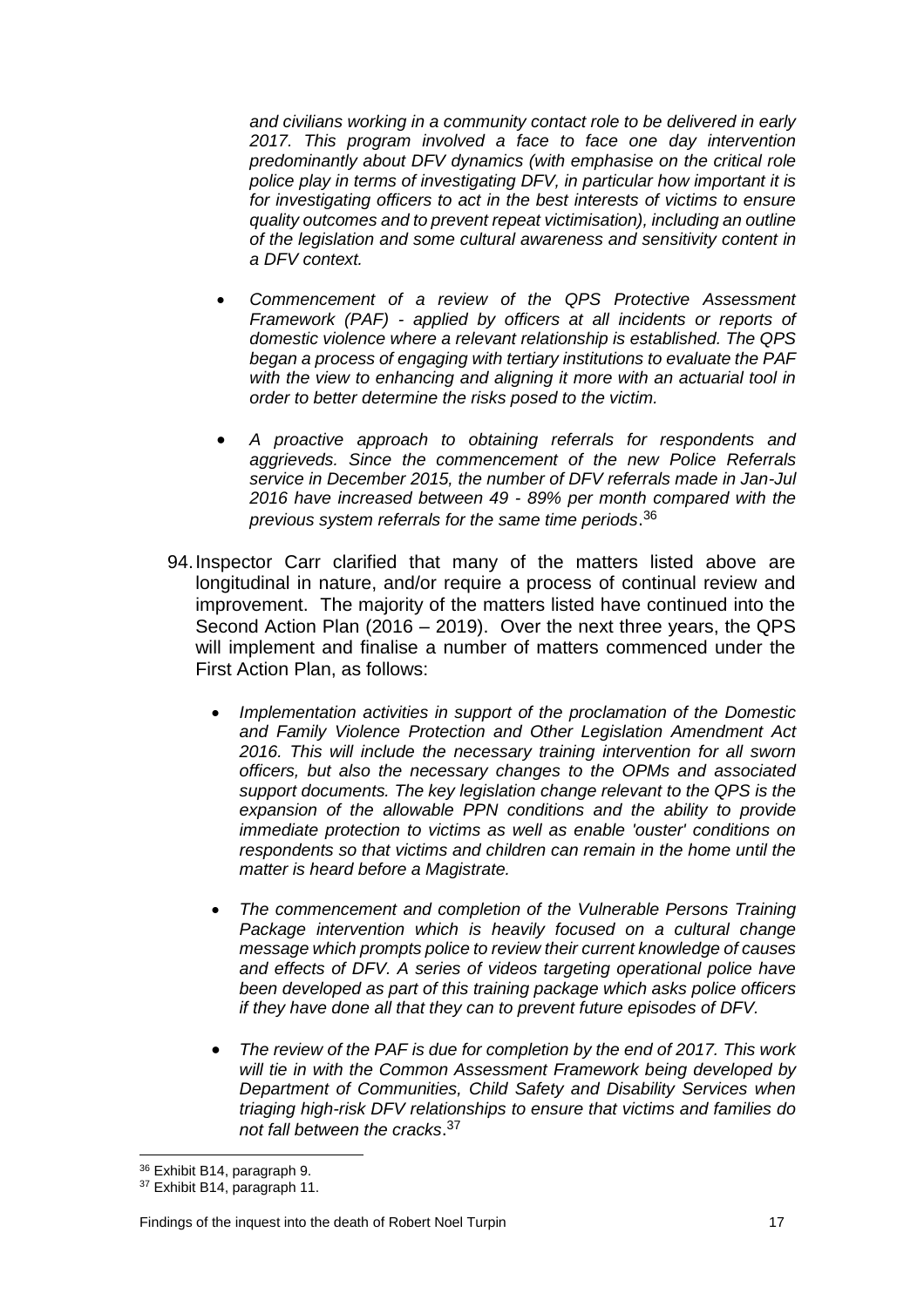*and civilians working in a community contact role to be delivered in early 2017. This program involved a face to face one day intervention predominantly about DFV dynamics (with emphasise on the critical role police play in terms of investigating DFV, in particular how important it is for investigating officers to act in the best interests of victims to ensure quality outcomes and to prevent repeat victimisation), including an outline of the legislation and some cultural awareness and sensitivity content in a DFV context.*

- *Commencement of a review of the QPS Protective Assessment Framework (PAF) - applied by officers at all incidents or reports of domestic violence where a relevant relationship is established. The QPS began a process of engaging with tertiary institutions to evaluate the PAF with the view to enhancing and aligning it more with an actuarial tool in order to better determine the risks posed to the victim.*
- *A proactive approach to obtaining referrals for respondents and aggrieveds. Since the commencement of the new Police Referrals service in December 2015, the number of DFV referrals made in Jan-Jul 2016 have increased between 49 - 89% per month compared with the previous system referrals for the same time periods*.[36]

94. Inspector Carr clarified that many of the matters listed above are longitudinal in nature, and/or require a process of continual review and improvement. The majority of the matters listed have continued into the Second Action Plan (2016 – 2019). Over the next three years, the QPS will implement and finalise a number of matters commenced under the First Action Plan, as follows:

    - *Implementation activities in support of the proclamation of the Domestic and Family Violence Protection and Other Legislation Amendment Act 2016. This will include the necessary training intervention for all sworn officers, but also the necessary changes to the OPMs and associated support documents. The key legislation change relevant to the QPS is the expansion of the allowable PPN conditions and the ability to provide immediate protection to victims as well as enable 'ouster' conditions on respondents so that victims and children can remain in the home until the matter is heard before a Magistrate.*
    - *The commencement and completion of the Vulnerable Persons Training Package intervention which is heavily focused on a cultural change message which prompts police to review their current knowledge of causes and effects of DFV. A series of videos targeting operational police have been developed as part of this training package which asks police officers if they have done all that they can to prevent future episodes of DFV.*
    - *The review of the PAF is due for completion by the end of 2017. This work will tie in with the Common Assessment Framework being developed by Department of Communities, Child Safety and Disability Services when triaging high-risk DFV relationships to ensure that victims and families do not fall between the cracks*.[37]

---

[36] Exhibit B14, paragraph 9.

[37] Exhibit B14, paragraph 11.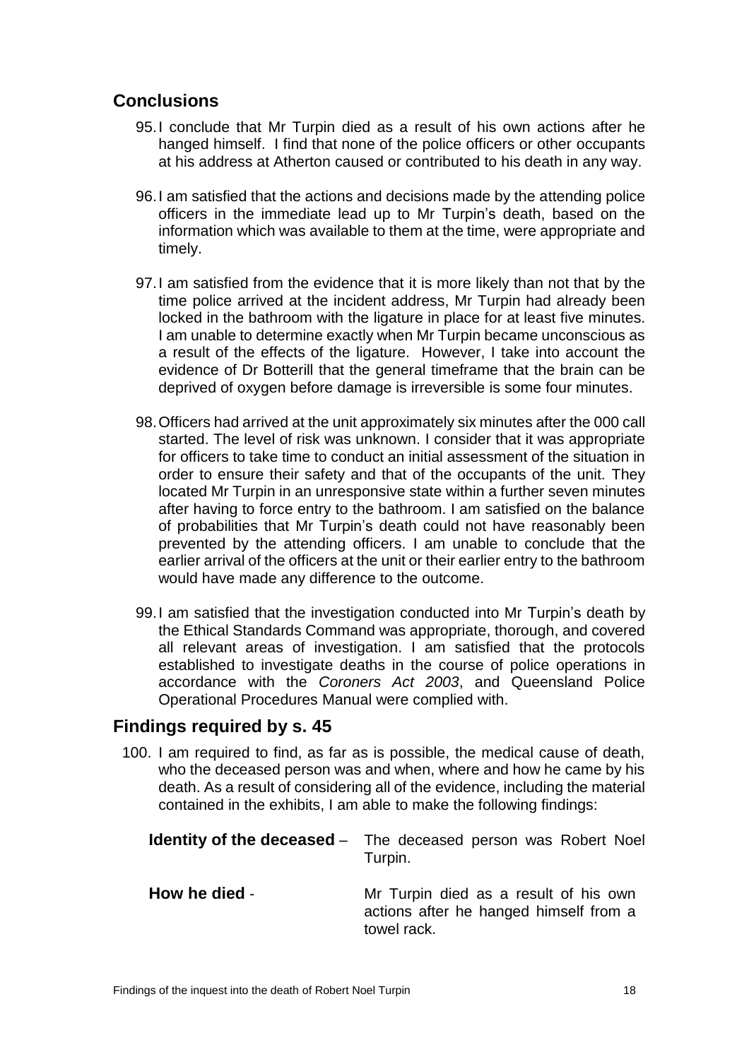## Conclusions

95. I conclude that Mr Turpin died as a result of his own actions after he hanged himself. I find that none of the police officers or other occupants at his address at Atherton caused or contributed to his death in any way.

96. I am satisfied that the actions and decisions made by the attending police officers in the immediate lead up to Mr Turpin's death, based on the information which was available to them at the time, were appropriate and timely.

97. I am satisfied from the evidence that it is more likely than not that by the time police arrived at the incident address, Mr Turpin had already been locked in the bathroom with the ligature in place for at least five minutes. I am unable to determine exactly when Mr Turpin became unconscious as a result of the effects of the ligature. However, I take into account the evidence of Dr Botterill that the general timeframe that the brain can be deprived of oxygen before damage is irreversible is some four minutes.

98. Officers had arrived at the unit approximately six minutes after the 000 call started. The level of risk was unknown. I consider that it was appropriate for officers to take time to conduct an initial assessment of the situation in order to ensure their safety and that of the occupants of the unit. They located Mr Turpin in an unresponsive state within a further seven minutes after having to force entry to the bathroom. I am satisfied on the balance of probabilities that Mr Turpin's death could not have reasonably been prevented by the attending officers. I am unable to conclude that the earlier arrival of the officers at the unit or their earlier entry to the bathroom would have made any difference to the outcome.

99. I am satisfied that the investigation conducted into Mr Turpin's death by the Ethical Standards Command was appropriate, thorough, and covered all relevant areas of investigation. I am satisfied that the protocols established to investigate deaths in the course of police operations in accordance with the *Coroners Act 2003*, and Queensland Police Operational Procedures Manual were complied with.

## Findings required by s. 45

100. I am required to find, as far as is possible, the medical cause of death, who the deceased person was and when, where and how he came by his death. As a result of considering all of the evidence, including the material contained in the exhibits, I am able to make the following findings:

**Identity of the deceased** – The deceased person was Robert Noel Turpin.

**How he died** - Mr Turpin died as a result of his own actions after he hanged himself from a towel rack.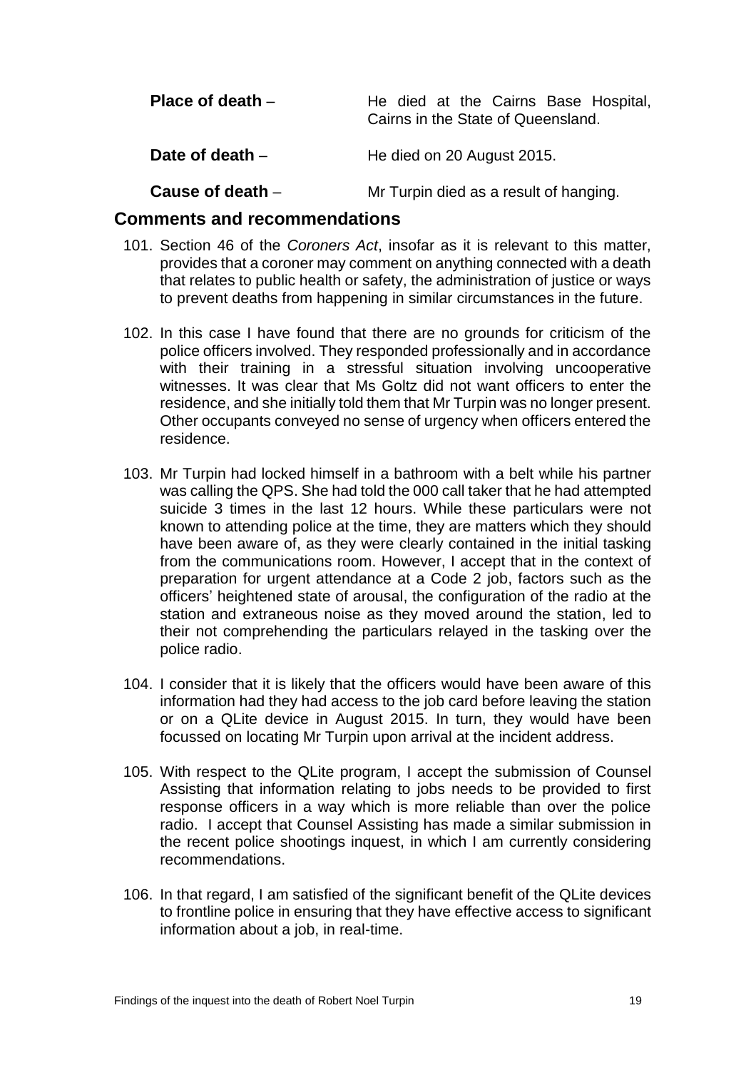**Place of death** – He died at the Cairns Base Hospital, Cairns in the State of Queensland.

**Date of death** – He died on 20 August 2015.

**Cause of death** – Mr Turpin died as a result of hanging.

## Comments and recommendations

101. Section 46 of the *Coroners Act*, insofar as it is relevant to this matter, provides that a coroner may comment on anything connected with a death that relates to public health or safety, the administration of justice or ways to prevent deaths from happening in similar circumstances in the future.

102. In this case I have found that there are no grounds for criticism of the police officers involved. They responded professionally and in accordance with their training in a stressful situation involving uncooperative witnesses. It was clear that Ms Goltz did not want officers to enter the residence, and she initially told them that Mr Turpin was no longer present. Other occupants conveyed no sense of urgency when officers entered the residence.

103. Mr Turpin had locked himself in a bathroom with a belt while his partner was calling the QPS. She had told the 000 call taker that he had attempted suicide 3 times in the last 12 hours. While these particulars were not known to attending police at the time, they are matters which they should have been aware of, as they were clearly contained in the initial tasking from the communications room. However, I accept that in the context of preparation for urgent attendance at a Code 2 job, factors such as the officers' heightened state of arousal, the configuration of the radio at the station and extraneous noise as they moved around the station, led to their not comprehending the particulars relayed in the tasking over the police radio.

104. I consider that it is likely that the officers would have been aware of this information had they had access to the job card before leaving the station or on a QLite device in August 2015. In turn, they would have been focussed on locating Mr Turpin upon arrival at the incident address.

105. With respect to the QLite program, I accept the submission of Counsel Assisting that information relating to jobs needs to be provided to first response officers in a way which is more reliable than over the police radio. I accept that Counsel Assisting has made a similar submission in the recent police shootings inquest, in which I am currently considering recommendations.

106. In that regard, I am satisfied of the significant benefit of the QLite devices to frontline police in ensuring that they have effective access to significant information about a job, in real-time.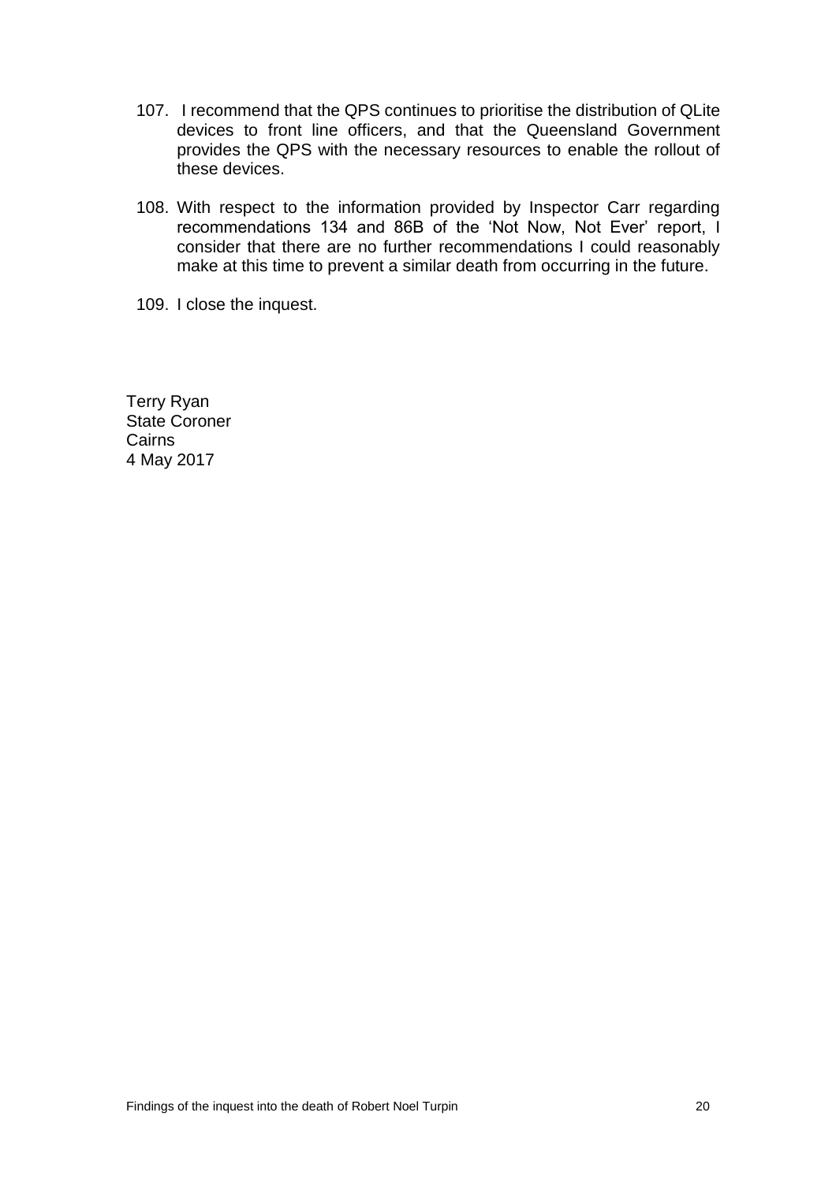107. I recommend that the QPS continues to prioritise the distribution of QLite devices to front line officers, and that the Queensland Government provides the QPS with the necessary resources to enable the rollout of these devices.

108. With respect to the information provided by Inspector Carr regarding recommendations 134 and 86B of the 'Not Now, Not Ever' report, I consider that there are no further recommendations I could reasonably make at this time to prevent a similar death from occurring in the future.

109. I close the inquest.

Terry Ryan
State Coroner
Cairns
4 May 2017